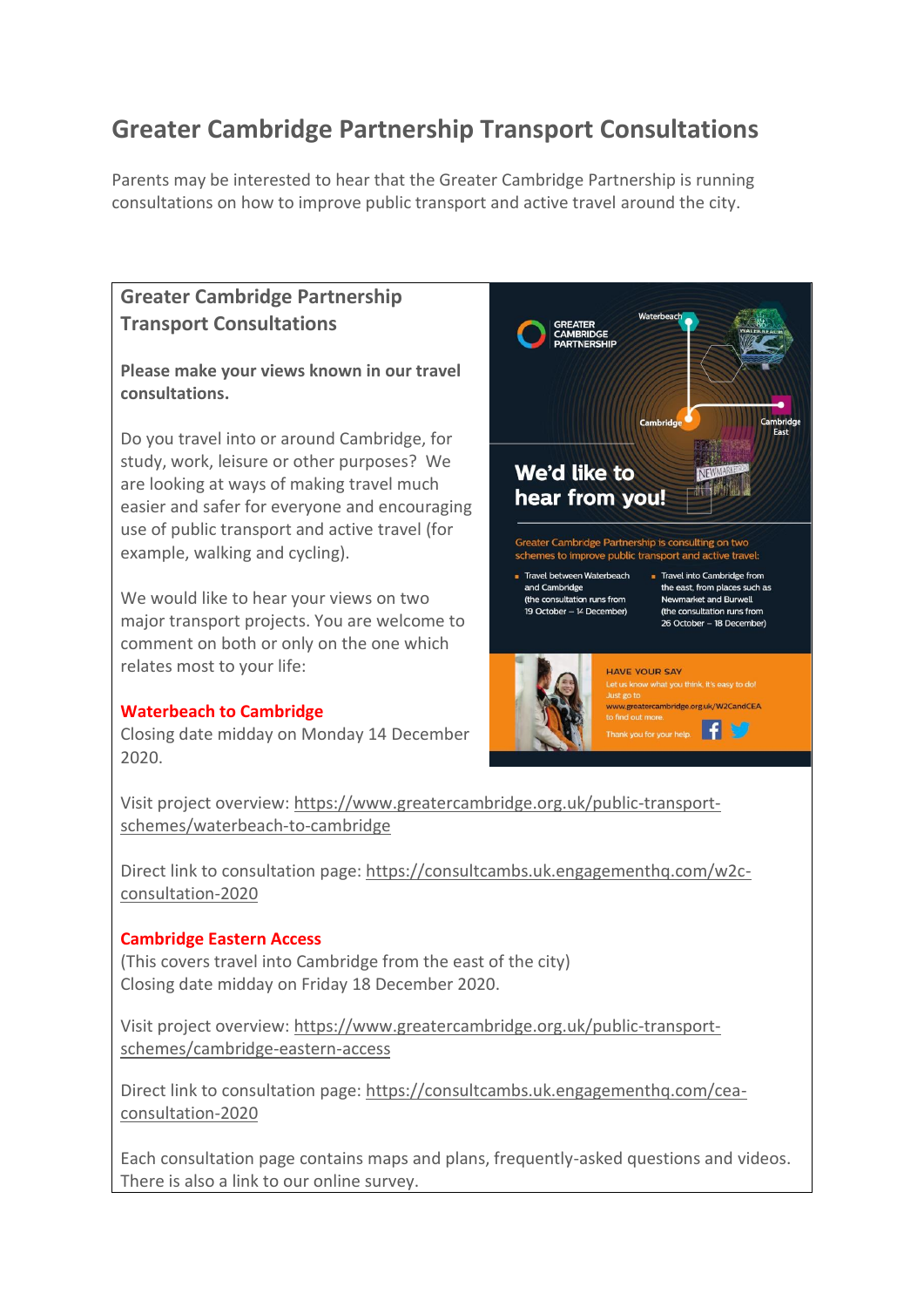# Greater Cambridge Partnership Transport Consultations

Parents may be interested to hear that the Greater Cambridge Partnership is running consultations on how to improve public transport and active travel around the city.

## Greater Cambridge Partnership Transport Consultations

**Please make your views known in our travel consultations.**

Do you travel into or around Cambridge, for study, work, leisure or other purposes? We are looking at ways of making travel much easier and safer for everyone and encouraging use of public transport and active travel (for example, walking and cycling).

We would like to hear your views on two major transport projects. You are welcome to comment on both or only on the one which relates most to your life:

GREATER CAMBRIDGE PARTNERSHIP

Waterbeach

Cambridge

Cambridge East

**We'd like to hear from you!**

Greater Cambridge Partnership is consulting on two schemes to improve public transport and active travel:

- Travel between Waterbeach and Cambridge (the consultation runs from 19 October – 14 December)
- Travel into Cambridge from the east, from places such as Newmarket and Burwell (the consultation runs from 26 October – 18 December)

HAVE YOUR SAY

Let us know what you think, it's easy to do! Just go to www.greatercambridge.org.uk/W2CandCEA to find out more.

Thank you for your help.

### Waterbeach to Cambridge

Closing date midday on Monday 14 December 2020.

Visit project overview: https://www.greatercambridge.org.uk/public-transport-schemes/waterbeach-to-cambridge

Direct link to consultation page: https://consultcambs.uk.engagementhq.com/w2c-consultation-2020

### Cambridge Eastern Access

(This covers travel into Cambridge from the east of the city)
Closing date midday on Friday 18 December 2020.

Visit project overview: https://www.greatercambridge.org.uk/public-transport-schemes/cambridge-eastern-access

Direct link to consultation page: https://consultcambs.uk.engagementhq.com/cea-consultation-2020

Each consultation page contains maps and plans, frequently-asked questions and videos. There is also a link to our online survey.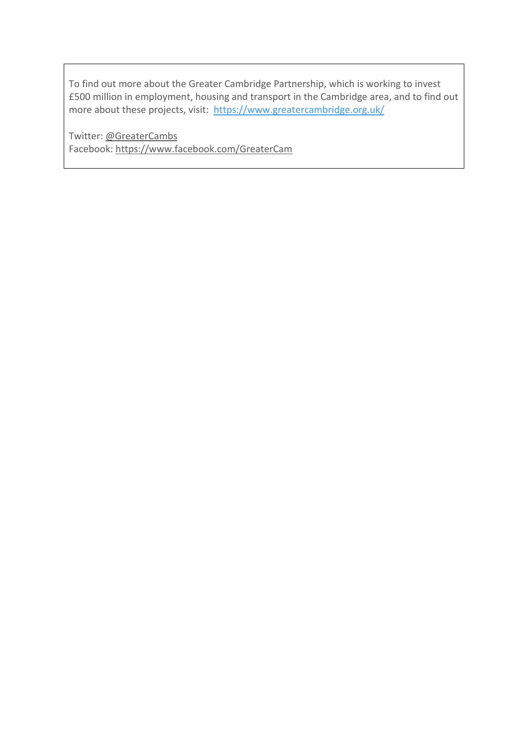To find out more about the Greater Cambridge Partnership, which is working to invest £500 million in employment, housing and transport in the Cambridge area, and to find out more about these projects, visit: https://www.greatercambridge.org.uk/

Twitter: @GreaterCambs
Facebook: https://www.facebook.com/GreaterCam